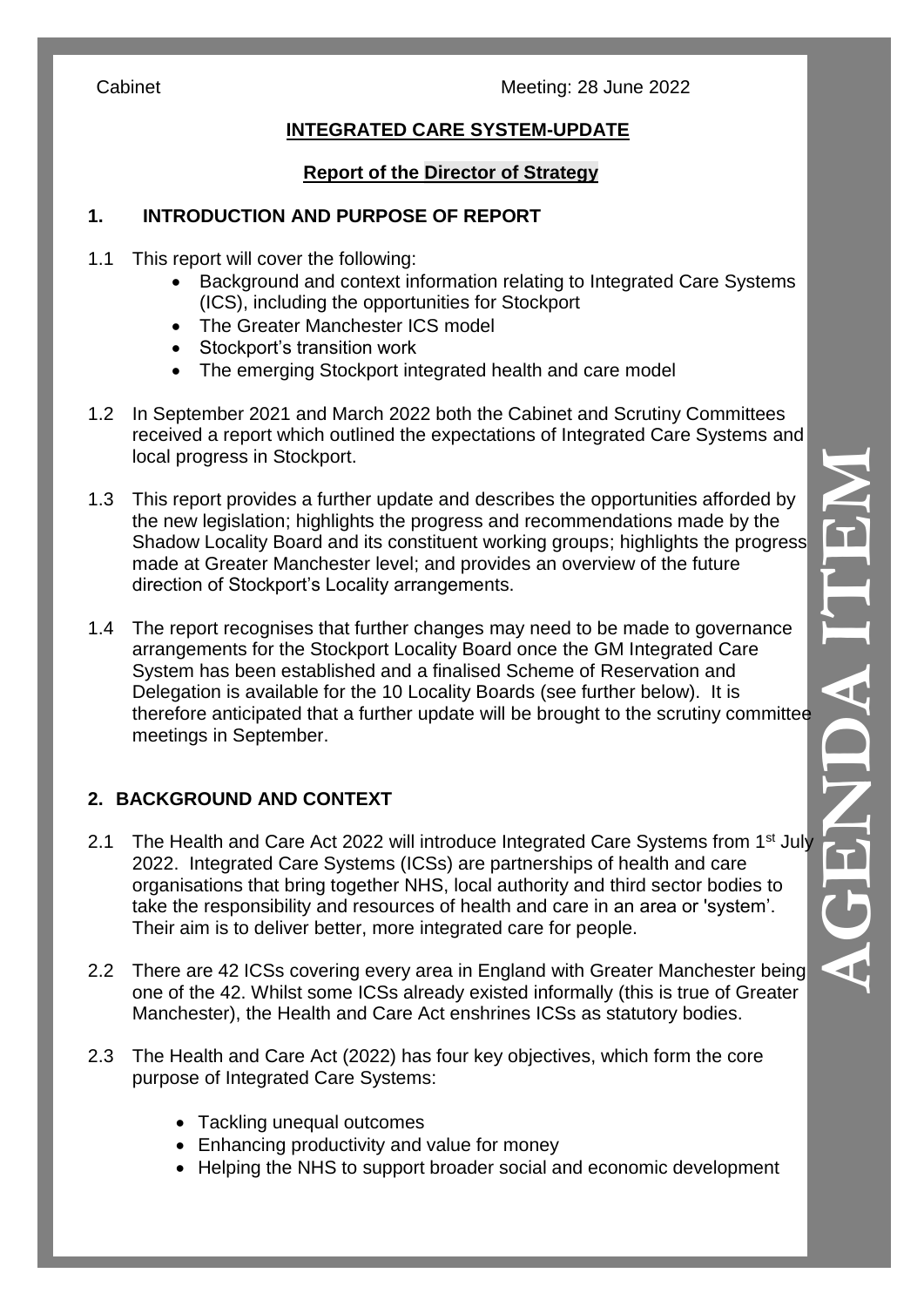Cabinet Meeting: 28 June 2022

## INTEGRATED CARE SYSTEM-UPDATE

### Report of the Director of Strategy

## 1. INTRODUCTION AND PURPOSE OF REPORT

1.1 This report will cover the following:

- Background and context information relating to Integrated Care Systems (ICS), including the opportunities for Stockport
- The Greater Manchester ICS model
- Stockport's transition work
- The emerging Stockport integrated health and care model

1.2 In September 2021 and March 2022 both the Cabinet and Scrutiny Committees received a report which outlined the expectations of Integrated Care Systems and local progress in Stockport.

1.3 This report provides a further update and describes the opportunities afforded by the new legislation; highlights the progress and recommendations made by the Shadow Locality Board and its constituent working groups; highlights the progress made at Greater Manchester level; and provides an overview of the future direction of Stockport's Locality arrangements.

1.4 The report recognises that further changes may need to be made to governance arrangements for the Stockport Locality Board once the GM Integrated Care System has been established and a finalised Scheme of Reservation and Delegation is available for the 10 Locality Boards (see further below). It is therefore anticipated that a further update will be brought to the scrutiny committee meetings in September.

## 2. BACKGROUND AND CONTEXT

2.1 The Health and Care Act 2022 will introduce Integrated Care Systems from 1st July 2022. Integrated Care Systems (ICSs) are partnerships of health and care organisations that bring together NHS, local authority and third sector bodies to take the responsibility and resources of health and care in an area or 'system'. Their aim is to deliver better, more integrated care for people.

2.2 There are 42 ICSs covering every area in England with Greater Manchester being one of the 42. Whilst some ICSs already existed informally (this is true of Greater Manchester), the Health and Care Act enshrines ICSs as statutory bodies.

2.3 The Health and Care Act (2022) has four key objectives, which form the core purpose of Integrated Care Systems:

- Tackling unequal outcomes
- Enhancing productivity and value for money
- Helping the NHS to support broader social and economic development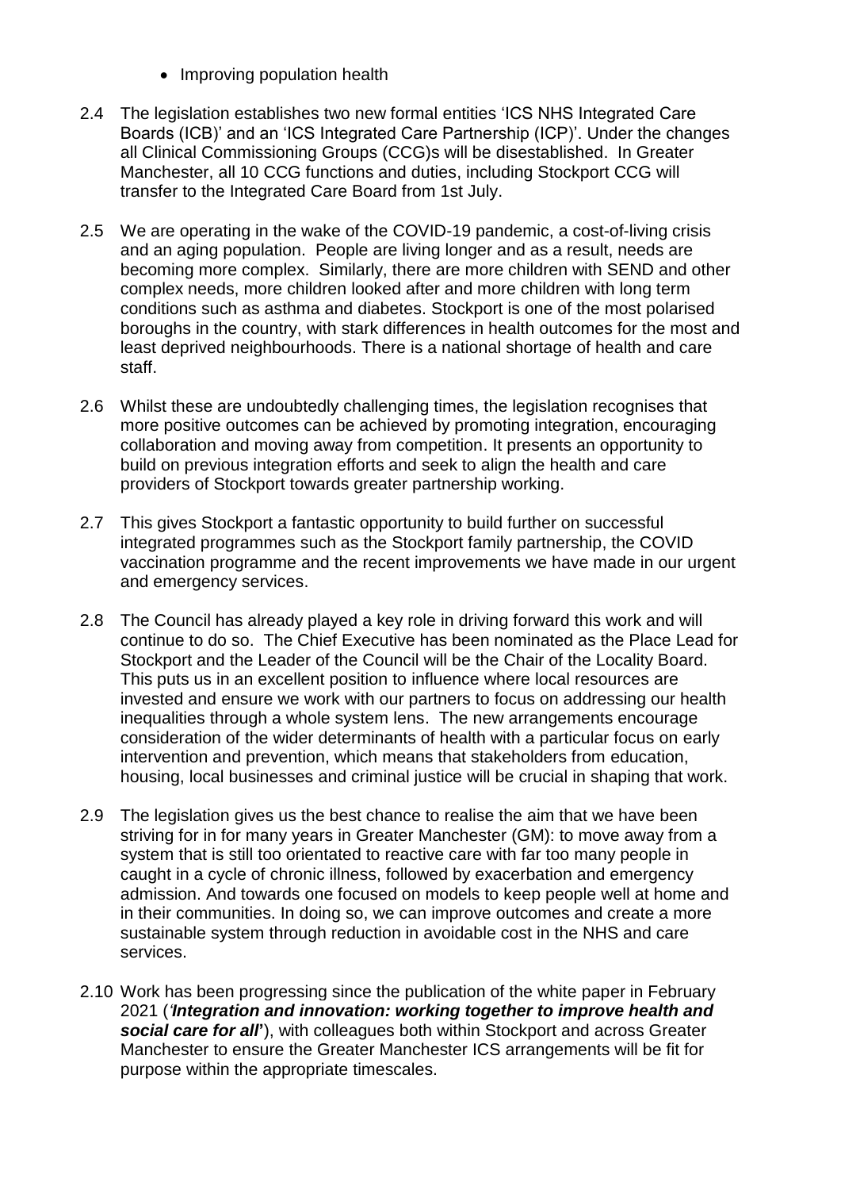- Improving population health

2.4 The legislation establishes two new formal entities 'ICS NHS Integrated Care Boards (ICB)' and an 'ICS Integrated Care Partnership (ICP)'. Under the changes all Clinical Commissioning Groups (CCG)s will be disestablished. In Greater Manchester, all 10 CCG functions and duties, including Stockport CCG will transfer to the Integrated Care Board from 1st July.

2.5 We are operating in the wake of the COVID-19 pandemic, a cost-of-living crisis and an aging population. People are living longer and as a result, needs are becoming more complex. Similarly, there are more children with SEND and other complex needs, more children looked after and more children with long term conditions such as asthma and diabetes. Stockport is one of the most polarised boroughs in the country, with stark differences in health outcomes for the most and least deprived neighbourhoods. There is a national shortage of health and care staff.

2.6 Whilst these are undoubtedly challenging times, the legislation recognises that more positive outcomes can be achieved by promoting integration, encouraging collaboration and moving away from competition. It presents an opportunity to build on previous integration efforts and seek to align the health and care providers of Stockport towards greater partnership working.

2.7 This gives Stockport a fantastic opportunity to build further on successful integrated programmes such as the Stockport family partnership, the COVID vaccination programme and the recent improvements we have made in our urgent and emergency services.

2.8 The Council has already played a key role in driving forward this work and will continue to do so. The Chief Executive has been nominated as the Place Lead for Stockport and the Leader of the Council will be the Chair of the Locality Board. This puts us in an excellent position to influence where local resources are invested and ensure we work with our partners to focus on addressing our health inequalities through a whole system lens. The new arrangements encourage consideration of the wider determinants of health with a particular focus on early intervention and prevention, which means that stakeholders from education, housing, local businesses and criminal justice will be crucial in shaping that work.

2.9 The legislation gives us the best chance to realise the aim that we have been striving for in for many years in Greater Manchester (GM): to move away from a system that is still too orientated to reactive care with far too many people in caught in a cycle of chronic illness, followed by exacerbation and emergency admission. And towards one focused on models to keep people well at home and in their communities. In doing so, we can improve outcomes and create a more sustainable system through reduction in avoidable cost in the NHS and care services.

2.10 Work has been progressing since the publication of the white paper in February 2021 (***'Integration and innovation: working together to improve health and social care for all'***), with colleagues both within Stockport and across Greater Manchester to ensure the Greater Manchester ICS arrangements will be fit for purpose within the appropriate timescales.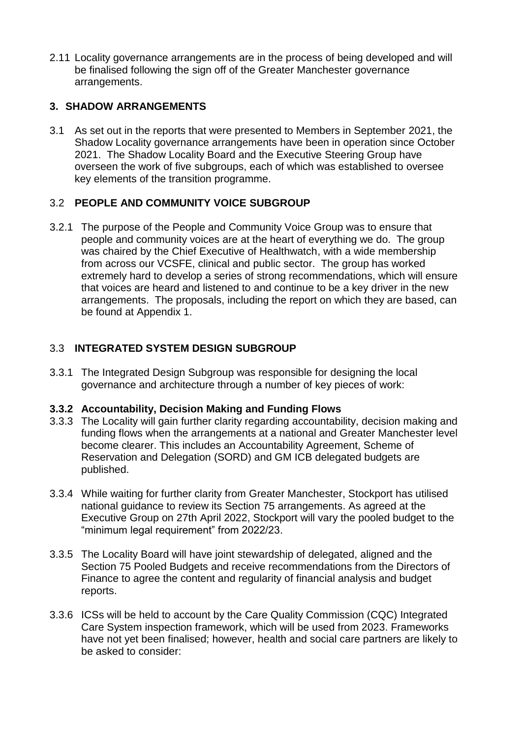2.11 Locality governance arrangements are in the process of being developed and will be finalised following the sign off of the Greater Manchester governance arrangements.

## 3. SHADOW ARRANGEMENTS

3.1 As set out in the reports that were presented to Members in September 2021, the Shadow Locality governance arrangements have been in operation since October 2021. The Shadow Locality Board and the Executive Steering Group have overseen the work of five subgroups, each of which was established to oversee key elements of the transition programme.

### 3.2 PEOPLE AND COMMUNITY VOICE SUBGROUP

3.2.1 The purpose of the People and Community Voice Group was to ensure that people and community voices are at the heart of everything we do. The group was chaired by the Chief Executive of Healthwatch, with a wide membership from across our VCSFE, clinical and public sector. The group has worked extremely hard to develop a series of strong recommendations, which will ensure that voices are heard and listened to and continue to be a key driver in the new arrangements. The proposals, including the report on which they are based, can be found at Appendix 1.

### 3.3 INTEGRATED SYSTEM DESIGN SUBGROUP

3.3.1 The Integrated Design Subgroup was responsible for designing the local governance and architecture through a number of key pieces of work:

**3.3.2 Accountability, Decision Making and Funding Flows**

3.3.3 The Locality will gain further clarity regarding accountability, decision making and funding flows when the arrangements at a national and Greater Manchester level become clearer. This includes an Accountability Agreement, Scheme of Reservation and Delegation (SORD) and GM ICB delegated budgets are published.

3.3.4 While waiting for further clarity from Greater Manchester, Stockport has utilised national guidance to review its Section 75 arrangements. As agreed at the Executive Group on 27th April 2022, Stockport will vary the pooled budget to the "minimum legal requirement" from 2022/23.

3.3.5 The Locality Board will have joint stewardship of delegated, aligned and the Section 75 Pooled Budgets and receive recommendations from the Directors of Finance to agree the content and regularity of financial analysis and budget reports.

3.3.6 ICSs will be held to account by the Care Quality Commission (CQC) Integrated Care System inspection framework, which will be used from 2023. Frameworks have not yet been finalised; however, health and social care partners are likely to be asked to consider: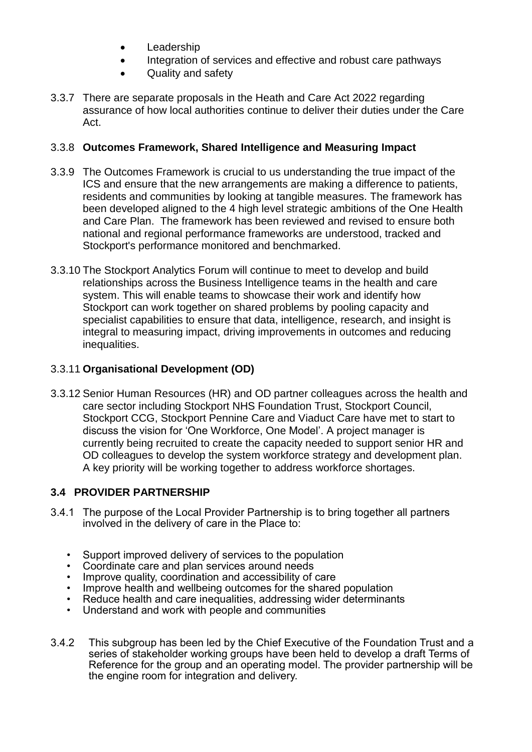- Leadership
- Integration of services and effective and robust care pathways
- Quality and safety

3.3.7 There are separate proposals in the Heath and Care Act 2022 regarding assurance of how local authorities continue to deliver their duties under the Care Act.

3.3.8 **Outcomes Framework, Shared Intelligence and Measuring Impact**

3.3.9 The Outcomes Framework is crucial to us understanding the true impact of the ICS and ensure that the new arrangements are making a difference to patients, residents and communities by looking at tangible measures. The framework has been developed aligned to the 4 high level strategic ambitions of the One Health and Care Plan. The framework has been reviewed and revised to ensure both national and regional performance frameworks are understood, tracked and Stockport's performance monitored and benchmarked.

3.3.10 The Stockport Analytics Forum will continue to meet to develop and build relationships across the Business Intelligence teams in the health and care system. This will enable teams to showcase their work and identify how Stockport can work together on shared problems by pooling capacity and specialist capabilities to ensure that data, intelligence, research, and insight is integral to measuring impact, driving improvements in outcomes and reducing inequalities.

3.3.11 **Organisational Development (OD)**

3.3.12 Senior Human Resources (HR) and OD partner colleagues across the health and care sector including Stockport NHS Foundation Trust, Stockport Council, Stockport CCG, Stockport Pennine Care and Viaduct Care have met to start to discuss the vision for 'One Workforce, One Model'. A project manager is currently being recruited to create the capacity needed to support senior HR and OD colleagues to develop the system workforce strategy and development plan. A key priority will be working together to address workforce shortages.

### 3.4 PROVIDER PARTNERSHIP

3.4.1 The purpose of the Local Provider Partnership is to bring together all partners involved in the delivery of care in the Place to:

- Support improved delivery of services to the population
- Coordinate care and plan services around needs
- Improve quality, coordination and accessibility of care
- Improve health and wellbeing outcomes for the shared population
- Reduce health and care inequalities, addressing wider determinants
- Understand and work with people and communities

3.4.2 This subgroup has been led by the Chief Executive of the Foundation Trust and a series of stakeholder working groups have been held to develop a draft Terms of Reference for the group and an operating model. The provider partnership will be the engine room for integration and delivery.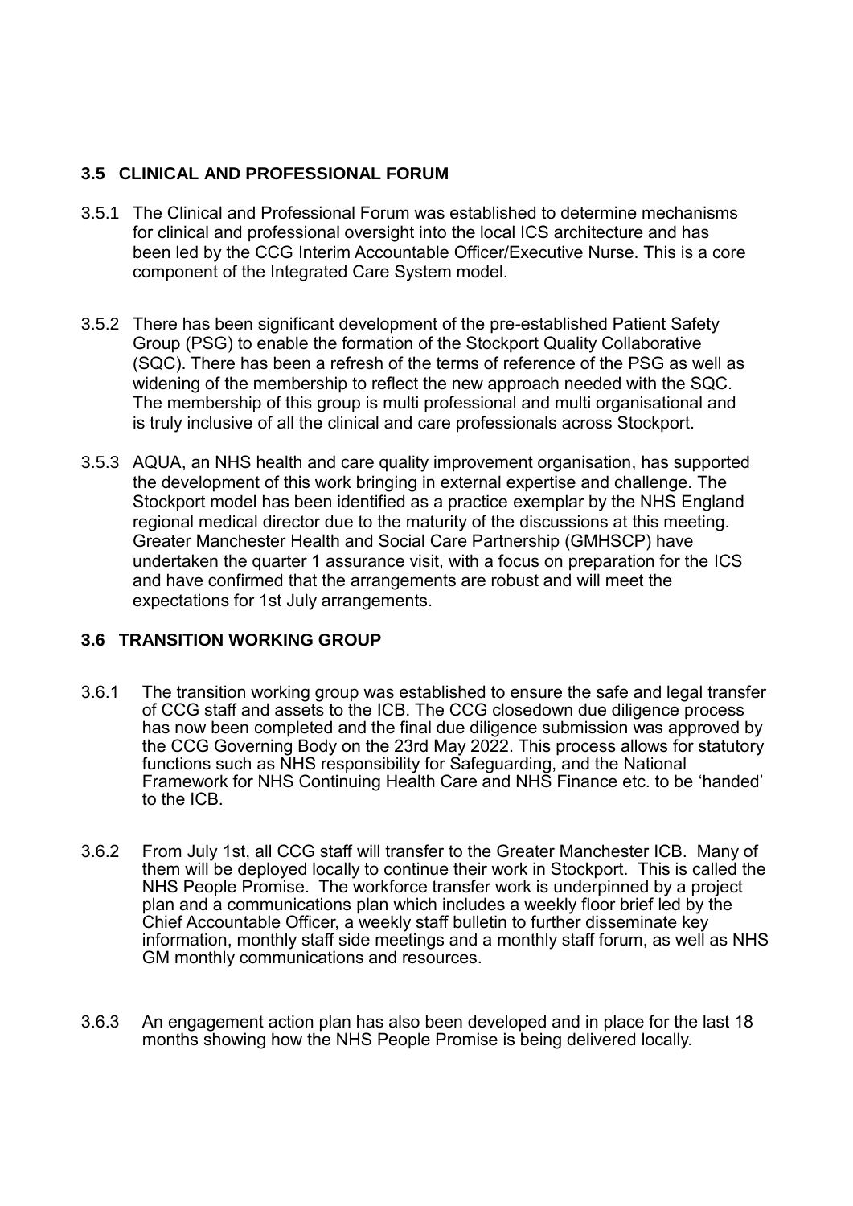### 3.5 CLINICAL AND PROFESSIONAL FORUM

3.5.1 The Clinical and Professional Forum was established to determine mechanisms for clinical and professional oversight into the local ICS architecture and has been led by the CCG Interim Accountable Officer/Executive Nurse. This is a core component of the Integrated Care System model.

3.5.2 There has been significant development of the pre-established Patient Safety Group (PSG) to enable the formation of the Stockport Quality Collaborative (SQC). There has been a refresh of the terms of reference of the PSG as well as widening of the membership to reflect the new approach needed with the SQC. The membership of this group is multi professional and multi organisational and is truly inclusive of all the clinical and care professionals across Stockport.

3.5.3 AQUA, an NHS health and care quality improvement organisation, has supported the development of this work bringing in external expertise and challenge. The Stockport model has been identified as a practice exemplar by the NHS England regional medical director due to the maturity of the discussions at this meeting. Greater Manchester Health and Social Care Partnership (GMHSCP) have undertaken the quarter 1 assurance visit, with a focus on preparation for the ICS and have confirmed that the arrangements are robust and will meet the expectations for 1st July arrangements.

### 3.6 TRANSITION WORKING GROUP

3.6.1 The transition working group was established to ensure the safe and legal transfer of CCG staff and assets to the ICB. The CCG closedown due diligence process has now been completed and the final due diligence submission was approved by the CCG Governing Body on the 23rd May 2022. This process allows for statutory functions such as NHS responsibility for Safeguarding, and the National Framework for NHS Continuing Health Care and NHS Finance etc. to be 'handed' to the ICB.

3.6.2 From July 1st, all CCG staff will transfer to the Greater Manchester ICB. Many of them will be deployed locally to continue their work in Stockport. This is called the NHS People Promise. The workforce transfer work is underpinned by a project plan and a communications plan which includes a weekly floor brief led by the Chief Accountable Officer, a weekly staff bulletin to further disseminate key information, monthly staff side meetings and a monthly staff forum, as well as NHS GM monthly communications and resources.

3.6.3 An engagement action plan has also been developed and in place for the last 18 months showing how the NHS People Promise is being delivered locally.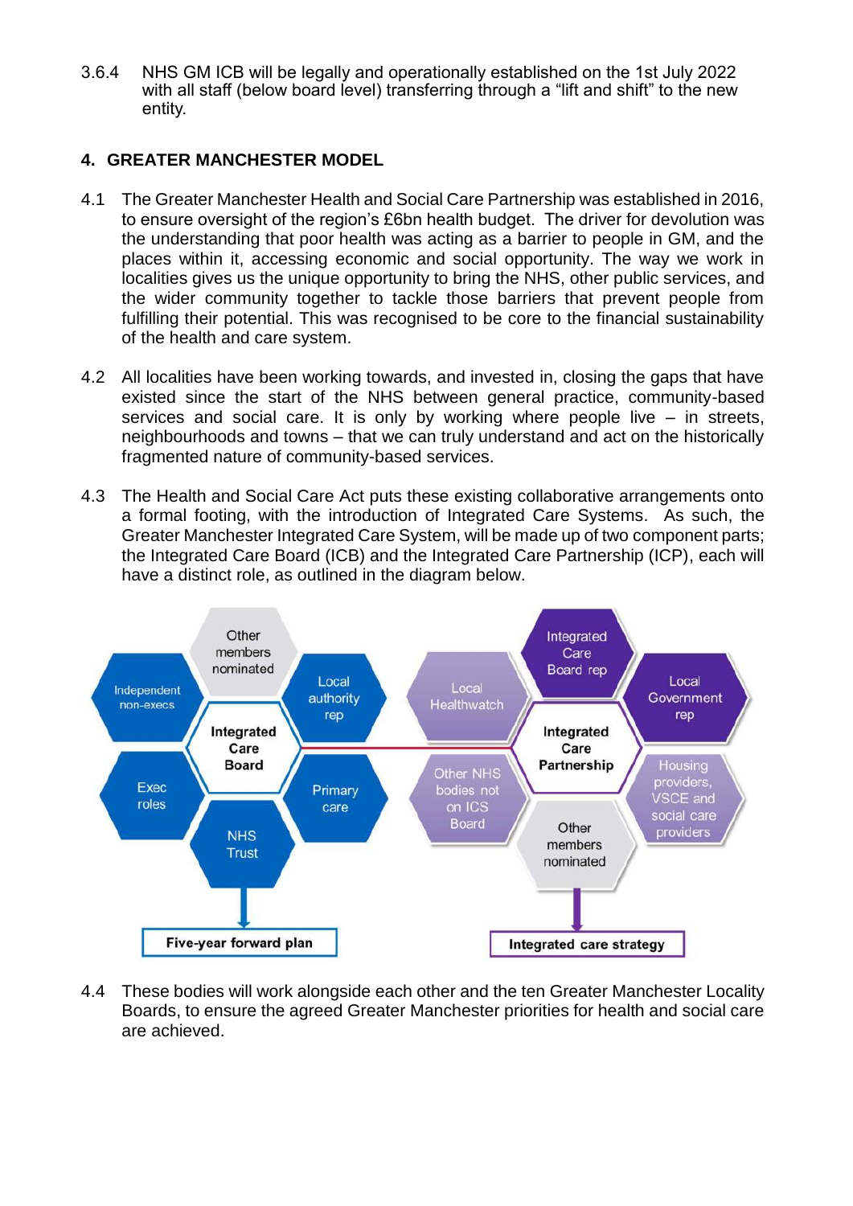3.6.4 NHS GM ICB will be legally and operationally established on the 1st July 2022 with all staff (below board level) transferring through a "lift and shift" to the new entity.

## 4. GREATER MANCHESTER MODEL

4.1 The Greater Manchester Health and Social Care Partnership was established in 2016, to ensure oversight of the region's £6bn health budget. The driver for devolution was the understanding that poor health was acting as a barrier to people in GM, and the places within it, accessing economic and social opportunity. The way we work in localities gives us the unique opportunity to bring the NHS, other public services, and the wider community together to tackle those barriers that prevent people from fulfilling their potential. This was recognised to be core to the financial sustainability of the health and care system.

4.2 All localities have been working towards, and invested in, closing the gaps that have existed since the start of the NHS between general practice, community-based services and social care. It is only by working where people live – in streets, neighbourhoods and towns – that we can truly understand and act on the historically fragmented nature of community-based services.

4.3 The Health and Social Care Act puts these existing collaborative arrangements onto a formal footing, with the introduction of Integrated Care Systems. As such, the Greater Manchester Integrated Care System, will be made up of two component parts; the Integrated Care Board (ICB) and the Integrated Care Partnership (ICP), each will have a distinct role, as outlined in the diagram below.

**Integrated Care Board**: Other members nominated; Independent non-execs; Local authority rep; Exec roles; Primary care; NHS Trust → **Five-year forward plan**

**Integrated Care Partnership**: Integrated Care Board rep; Local Healthwatch; Local Government rep; Other NHS bodies not on ICS Board; Housing providers, VSCE and social care providers; Other members nominated → **Integrated care strategy**

4.4 These bodies will work alongside each other and the ten Greater Manchester Locality Boards, to ensure the agreed Greater Manchester priorities for health and social care are achieved.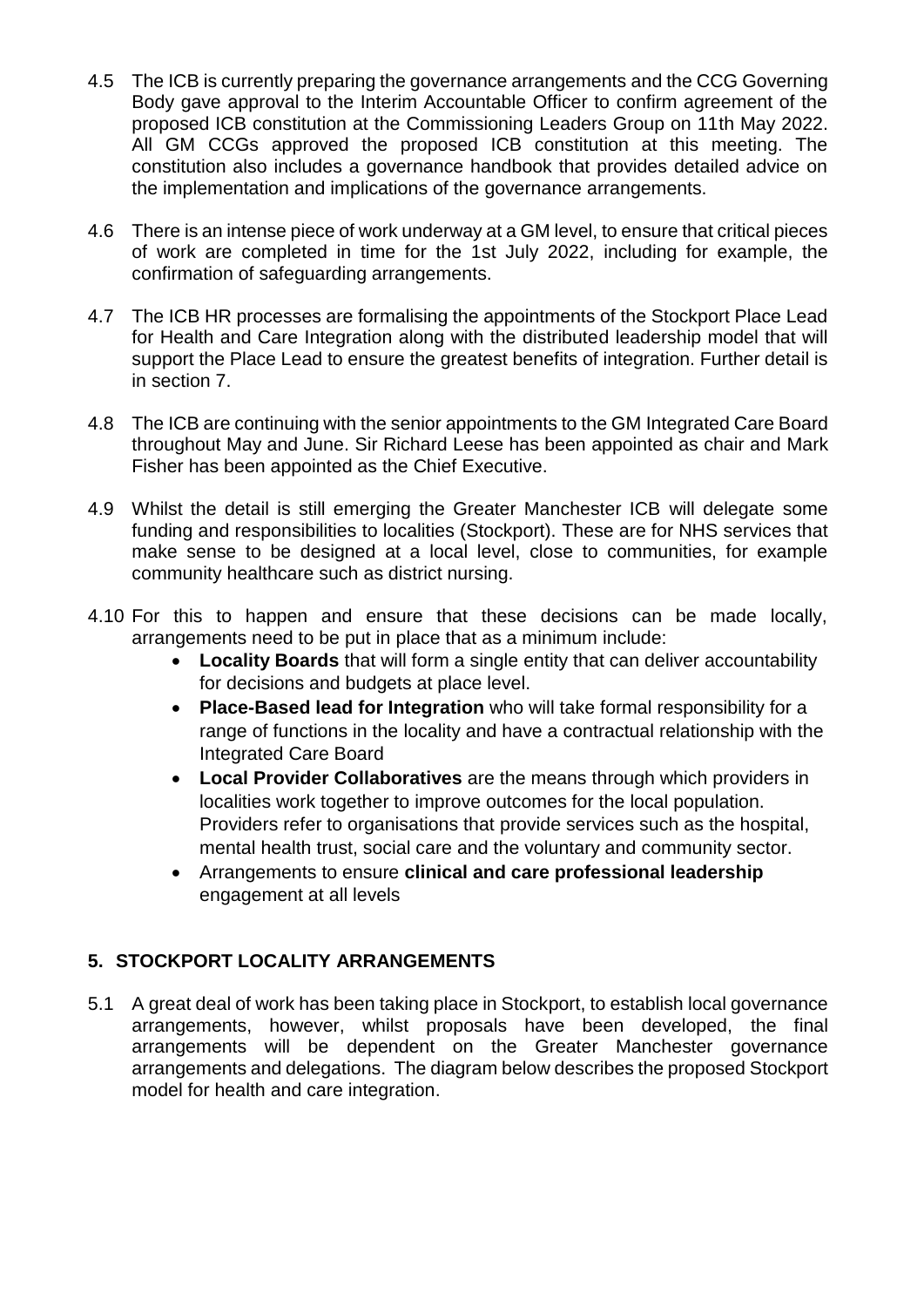4.5 The ICB is currently preparing the governance arrangements and the CCG Governing Body gave approval to the Interim Accountable Officer to confirm agreement of the proposed ICB constitution at the Commissioning Leaders Group on 11th May 2022. All GM CCGs approved the proposed ICB constitution at this meeting. The constitution also includes a governance handbook that provides detailed advice on the implementation and implications of the governance arrangements.

4.6 There is an intense piece of work underway at a GM level, to ensure that critical pieces of work are completed in time for the 1st July 2022, including for example, the confirmation of safeguarding arrangements.

4.7 The ICB HR processes are formalising the appointments of the Stockport Place Lead for Health and Care Integration along with the distributed leadership model that will support the Place Lead to ensure the greatest benefits of integration. Further detail is in section 7.

4.8 The ICB are continuing with the senior appointments to the GM Integrated Care Board throughout May and June. Sir Richard Leese has been appointed as chair and Mark Fisher has been appointed as the Chief Executive.

4.9 Whilst the detail is still emerging the Greater Manchester ICB will delegate some funding and responsibilities to localities (Stockport). These are for NHS services that make sense to be designed at a local level, close to communities, for example community healthcare such as district nursing.

4.10 For this to happen and ensure that these decisions can be made locally, arrangements need to be put in place that as a minimum include:

- **Locality Boards** that will form a single entity that can deliver accountability for decisions and budgets at place level.
- **Place-Based lead for Integration** who will take formal responsibility for a range of functions in the locality and have a contractual relationship with the Integrated Care Board
- **Local Provider Collaboratives** are the means through which providers in localities work together to improve outcomes for the local population. Providers refer to organisations that provide services such as the hospital, mental health trust, social care and the voluntary and community sector.
- Arrangements to ensure **clinical and care professional leadership** engagement at all levels

## 5. STOCKPORT LOCALITY ARRANGEMENTS

5.1 A great deal of work has been taking place in Stockport, to establish local governance arrangements, however, whilst proposals have been developed, the final arrangements will be dependent on the Greater Manchester governance arrangements and delegations. The diagram below describes the proposed Stockport model for health and care integration.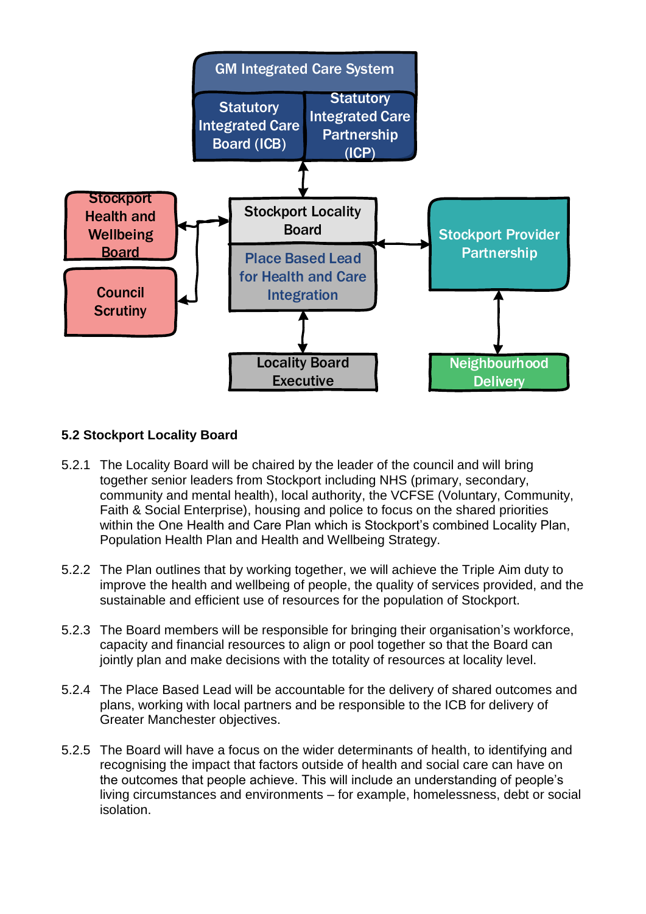GM Integrated Care System

Statutory Integrated Care Board (ICB)

Statutory Integrated Care Partnership (ICP)

Stockport Health and Wellbeing Board

Council Scrutiny

Stockport Locality Board

Place Based Lead for Health and Care Integration

Stockport Provider Partnership

Locality Board Executive

Neighbourhood Delivery

### 5.2 Stockport Locality Board

5.2.1 The Locality Board will be chaired by the leader of the council and will bring together senior leaders from Stockport including NHS (primary, secondary, community and mental health), local authority, the VCFSE (Voluntary, Community, Faith & Social Enterprise), housing and police to focus on the shared priorities within the One Health and Care Plan which is Stockport's combined Locality Plan, Population Health Plan and Health and Wellbeing Strategy.

5.2.2 The Plan outlines that by working together, we will achieve the Triple Aim duty to improve the health and wellbeing of people, the quality of services provided, and the sustainable and efficient use of resources for the population of Stockport.

5.2.3 The Board members will be responsible for bringing their organisation's workforce, capacity and financial resources to align or pool together so that the Board can jointly plan and make decisions with the totality of resources at locality level.

5.2.4 The Place Based Lead will be accountable for the delivery of shared outcomes and plans, working with local partners and be responsible to the ICB for delivery of Greater Manchester objectives.

5.2.5 The Board will have a focus on the wider determinants of health, to identifying and recognising the impact that factors outside of health and social care can have on the outcomes that people achieve. This will include an understanding of people's living circumstances and environments – for example, homelessness, debt or social isolation.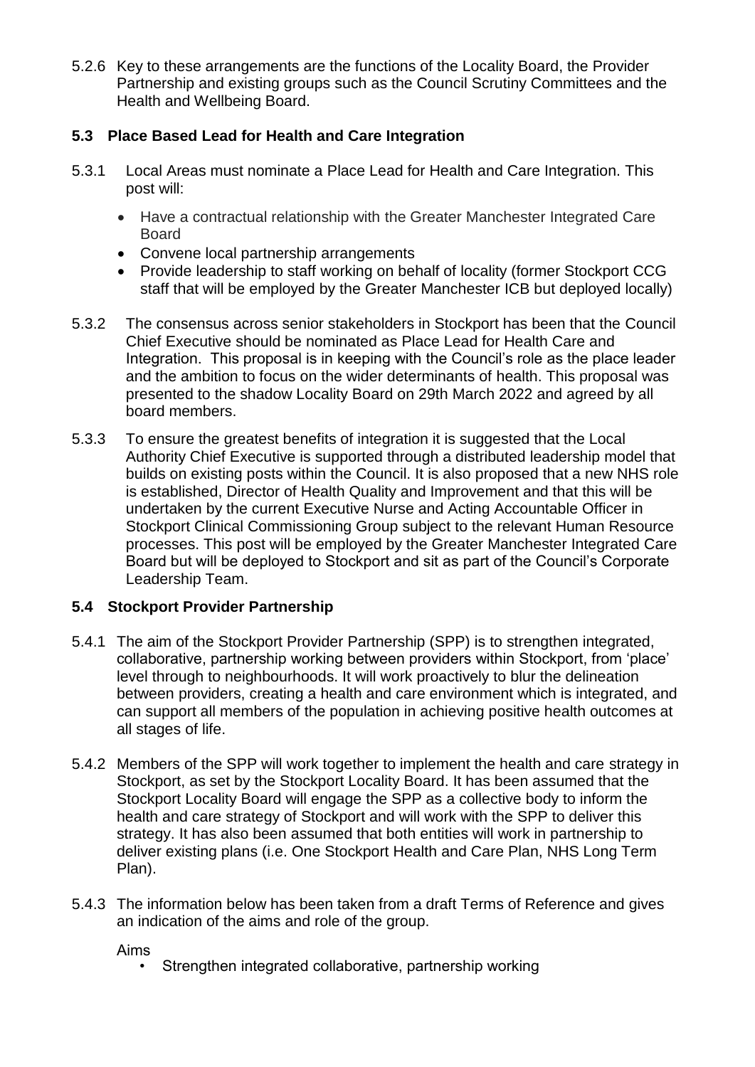5.2.6 Key to these arrangements are the functions of the Locality Board, the Provider Partnership and existing groups such as the Council Scrutiny Committees and the Health and Wellbeing Board.

### 5.3 Place Based Lead for Health and Care Integration

5.3.1 Local Areas must nominate a Place Lead for Health and Care Integration. This post will:

- Have a contractual relationship with the Greater Manchester Integrated Care Board
- Convene local partnership arrangements
- Provide leadership to staff working on behalf of locality (former Stockport CCG staff that will be employed by the Greater Manchester ICB but deployed locally)

5.3.2 The consensus across senior stakeholders in Stockport has been that the Council Chief Executive should be nominated as Place Lead for Health Care and Integration. This proposal is in keeping with the Council's role as the place leader and the ambition to focus on the wider determinants of health. This proposal was presented to the shadow Locality Board on 29th March 2022 and agreed by all board members.

5.3.3 To ensure the greatest benefits of integration it is suggested that the Local Authority Chief Executive is supported through a distributed leadership model that builds on existing posts within the Council. It is also proposed that a new NHS role is established, Director of Health Quality and Improvement and that this will be undertaken by the current Executive Nurse and Acting Accountable Officer in Stockport Clinical Commissioning Group subject to the relevant Human Resource processes. This post will be employed by the Greater Manchester Integrated Care Board but will be deployed to Stockport and sit as part of the Council's Corporate Leadership Team.

### 5.4 Stockport Provider Partnership

5.4.1 The aim of the Stockport Provider Partnership (SPP) is to strengthen integrated, collaborative, partnership working between providers within Stockport, from 'place' level through to neighbourhoods. It will work proactively to blur the delineation between providers, creating a health and care environment which is integrated, and can support all members of the population in achieving positive health outcomes at all stages of life.

5.4.2 Members of the SPP will work together to implement the health and care strategy in Stockport, as set by the Stockport Locality Board. It has been assumed that the Stockport Locality Board will engage the SPP as a collective body to inform the health and care strategy of Stockport and will work with the SPP to deliver this strategy. It has also been assumed that both entities will work in partnership to deliver existing plans (i.e. One Stockport Health and Care Plan, NHS Long Term Plan).

5.4.3 The information below has been taken from a draft Terms of Reference and gives an indication of the aims and role of the group.

Aims

- Strengthen integrated collaborative, partnership working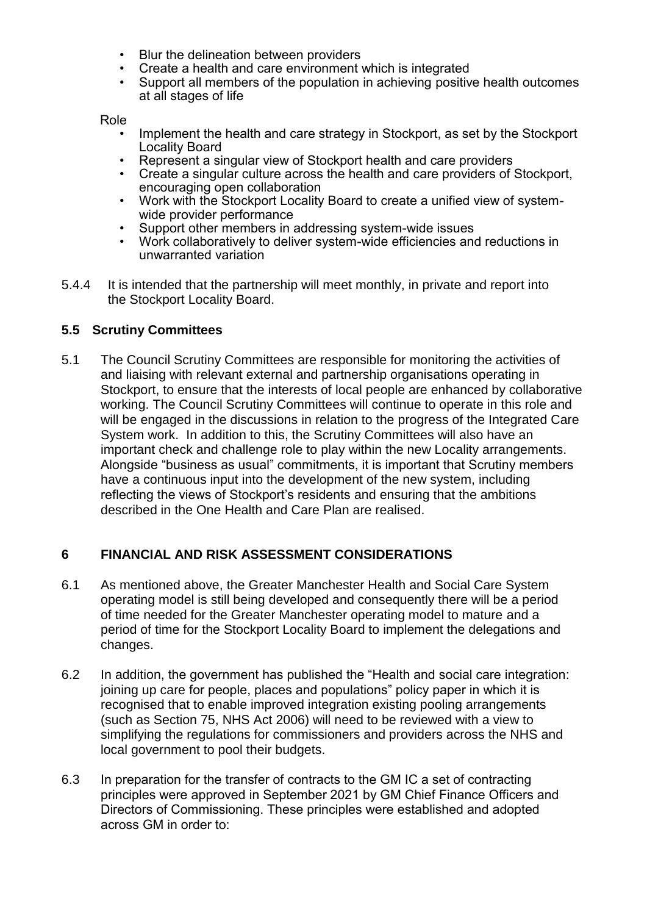- Blur the delineation between providers
- Create a health and care environment which is integrated
- Support all members of the population in achieving positive health outcomes at all stages of life

Role

- Implement the health and care strategy in Stockport, as set by the Stockport Locality Board
- Represent a singular view of Stockport health and care providers
- Create a singular culture across the health and care providers of Stockport, encouraging open collaboration
- Work with the Stockport Locality Board to create a unified view of system-wide provider performance
- Support other members in addressing system-wide issues
- Work collaboratively to deliver system-wide efficiencies and reductions in unwarranted variation

5.4.4 It is intended that the partnership will meet monthly, in private and report into the Stockport Locality Board.

### 5.5 Scrutiny Committees

5.1 The Council Scrutiny Committees are responsible for monitoring the activities of and liaising with relevant external and partnership organisations operating in Stockport, to ensure that the interests of local people are enhanced by collaborative working. The Council Scrutiny Committees will continue to operate in this role and will be engaged in the discussions in relation to the progress of the Integrated Care System work. In addition to this, the Scrutiny Committees will also have an important check and challenge role to play within the new Locality arrangements. Alongside "business as usual" commitments, it is important that Scrutiny members have a continuous input into the development of the new system, including reflecting the views of Stockport's residents and ensuring that the ambitions described in the One Health and Care Plan are realised.

## 6 FINANCIAL AND RISK ASSESSMENT CONSIDERATIONS

6.1 As mentioned above, the Greater Manchester Health and Social Care System operating model is still being developed and consequently there will be a period of time needed for the Greater Manchester operating model to mature and a period of time for the Stockport Locality Board to implement the delegations and changes.

6.2 In addition, the government has published the "Health and social care integration: joining up care for people, places and populations" policy paper in which it is recognised that to enable improved integration existing pooling arrangements (such as Section 75, NHS Act 2006) will need to be reviewed with a view to simplifying the regulations for commissioners and providers across the NHS and local government to pool their budgets.

6.3 In preparation for the transfer of contracts to the GM IC a set of contracting principles were approved in September 2021 by GM Chief Finance Officers and Directors of Commissioning. These principles were established and adopted across GM in order to: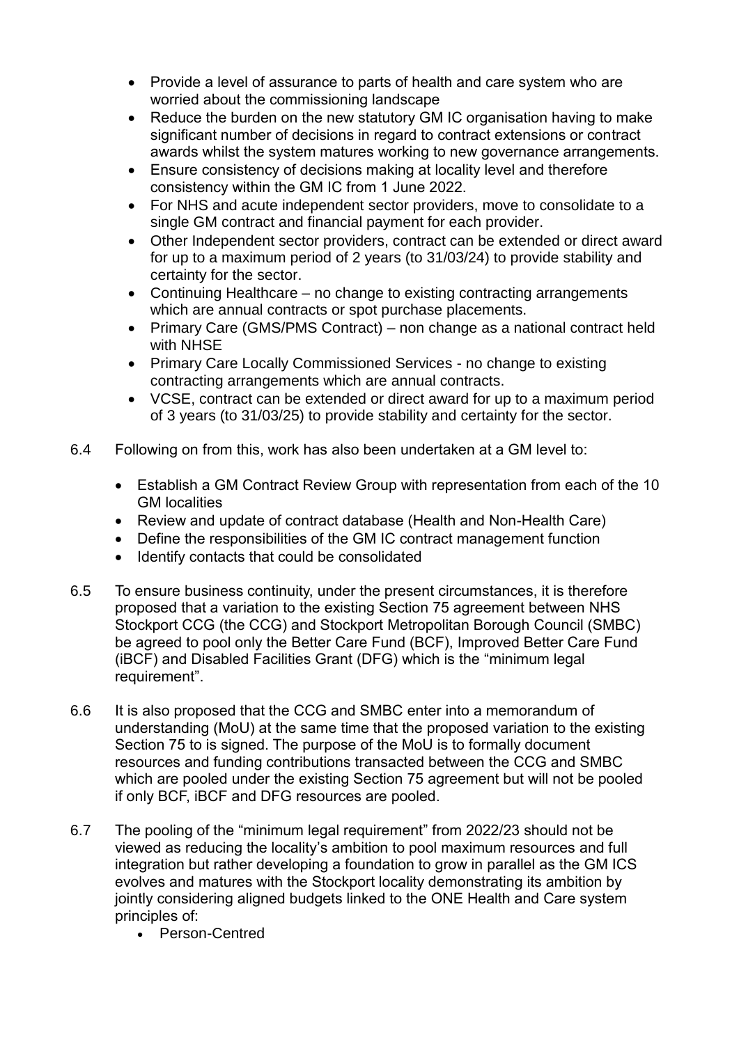- Provide a level of assurance to parts of health and care system who are worried about the commissioning landscape
- Reduce the burden on the new statutory GM IC organisation having to make significant number of decisions in regard to contract extensions or contract awards whilst the system matures working to new governance arrangements.
- Ensure consistency of decisions making at locality level and therefore consistency within the GM IC from 1 June 2022.
- For NHS and acute independent sector providers, move to consolidate to a single GM contract and financial payment for each provider.
- Other Independent sector providers, contract can be extended or direct award for up to a maximum period of 2 years (to 31/03/24) to provide stability and certainty for the sector.
- Continuing Healthcare – no change to existing contracting arrangements which are annual contracts or spot purchase placements.
- Primary Care (GMS/PMS Contract) – non change as a national contract held with NHSE
- Primary Care Locally Commissioned Services - no change to existing contracting arrangements which are annual contracts.
- VCSE, contract can be extended or direct award for up to a maximum period of 3 years (to 31/03/25) to provide stability and certainty for the sector.

6.4 Following on from this, work has also been undertaken at a GM level to:

- Establish a GM Contract Review Group with representation from each of the 10 GM localities
- Review and update of contract database (Health and Non-Health Care)
- Define the responsibilities of the GM IC contract management function
- Identify contacts that could be consolidated

6.5 To ensure business continuity, under the present circumstances, it is therefore proposed that a variation to the existing Section 75 agreement between NHS Stockport CCG (the CCG) and Stockport Metropolitan Borough Council (SMBC) be agreed to pool only the Better Care Fund (BCF), Improved Better Care Fund (iBCF) and Disabled Facilities Grant (DFG) which is the "minimum legal requirement".

6.6 It is also proposed that the CCG and SMBC enter into a memorandum of understanding (MoU) at the same time that the proposed variation to the existing Section 75 to is signed. The purpose of the MoU is to formally document resources and funding contributions transacted between the CCG and SMBC which are pooled under the existing Section 75 agreement but will not be pooled if only BCF, iBCF and DFG resources are pooled.

6.7 The pooling of the "minimum legal requirement" from 2022/23 should not be viewed as reducing the locality's ambition to pool maximum resources and full integration but rather developing a foundation to grow in parallel as the GM ICS evolves and matures with the Stockport locality demonstrating its ambition by jointly considering aligned budgets linked to the ONE Health and Care system principles of:

- Person-Centred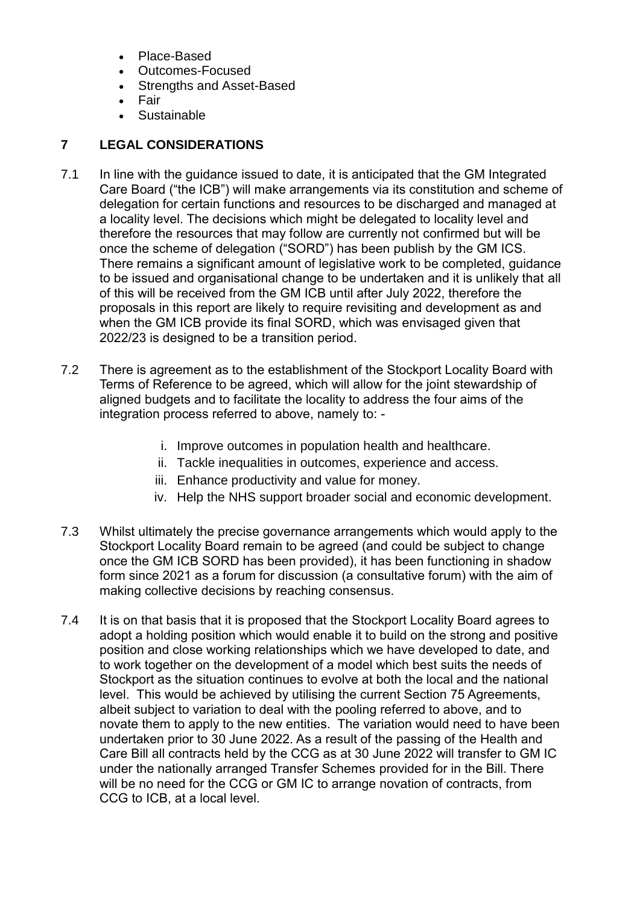- Place-Based
- Outcomes-Focused
- Strengths and Asset-Based
- Fair
- Sustainable

## 7 LEGAL CONSIDERATIONS

7.1 In line with the guidance issued to date, it is anticipated that the GM Integrated Care Board ("the ICB") will make arrangements via its constitution and scheme of delegation for certain functions and resources to be discharged and managed at a locality level. The decisions which might be delegated to locality level and therefore the resources that may follow are currently not confirmed but will be once the scheme of delegation ("SORD") has been publish by the GM ICS. There remains a significant amount of legislative work to be completed, guidance to be issued and organisational change to be undertaken and it is unlikely that all of this will be received from the GM ICB until after July 2022, therefore the proposals in this report are likely to require revisiting and development as and when the GM ICB provide its final SORD, which was envisaged given that 2022/23 is designed to be a transition period.

7.2 There is agreement as to the establishment of the Stockport Locality Board with Terms of Reference to be agreed, which will allow for the joint stewardship of aligned budgets and to facilitate the locality to address the four aims of the integration process referred to above, namely to: -

i. Improve outcomes in population health and healthcare.
ii. Tackle inequalities in outcomes, experience and access.
iii. Enhance productivity and value for money.
iv. Help the NHS support broader social and economic development.

7.3 Whilst ultimately the precise governance arrangements which would apply to the Stockport Locality Board remain to be agreed (and could be subject to change once the GM ICB SORD has been provided), it has been functioning in shadow form since 2021 as a forum for discussion (a consultative forum) with the aim of making collective decisions by reaching consensus.

7.4 It is on that basis that it is proposed that the Stockport Locality Board agrees to adopt a holding position which would enable it to build on the strong and positive position and close working relationships which we have developed to date, and to work together on the development of a model which best suits the needs of Stockport as the situation continues to evolve at both the local and the national level. This would be achieved by utilising the current Section 75 Agreements, albeit subject to variation to deal with the pooling referred to above, and to novate them to apply to the new entities. The variation would need to have been undertaken prior to 30 June 2022. As a result of the passing of the Health and Care Bill all contracts held by the CCG as at 30 June 2022 will transfer to GM IC under the nationally arranged Transfer Schemes provided for in the Bill. There will be no need for the CCG or GM IC to arrange novation of contracts, from CCG to ICB, at a local level.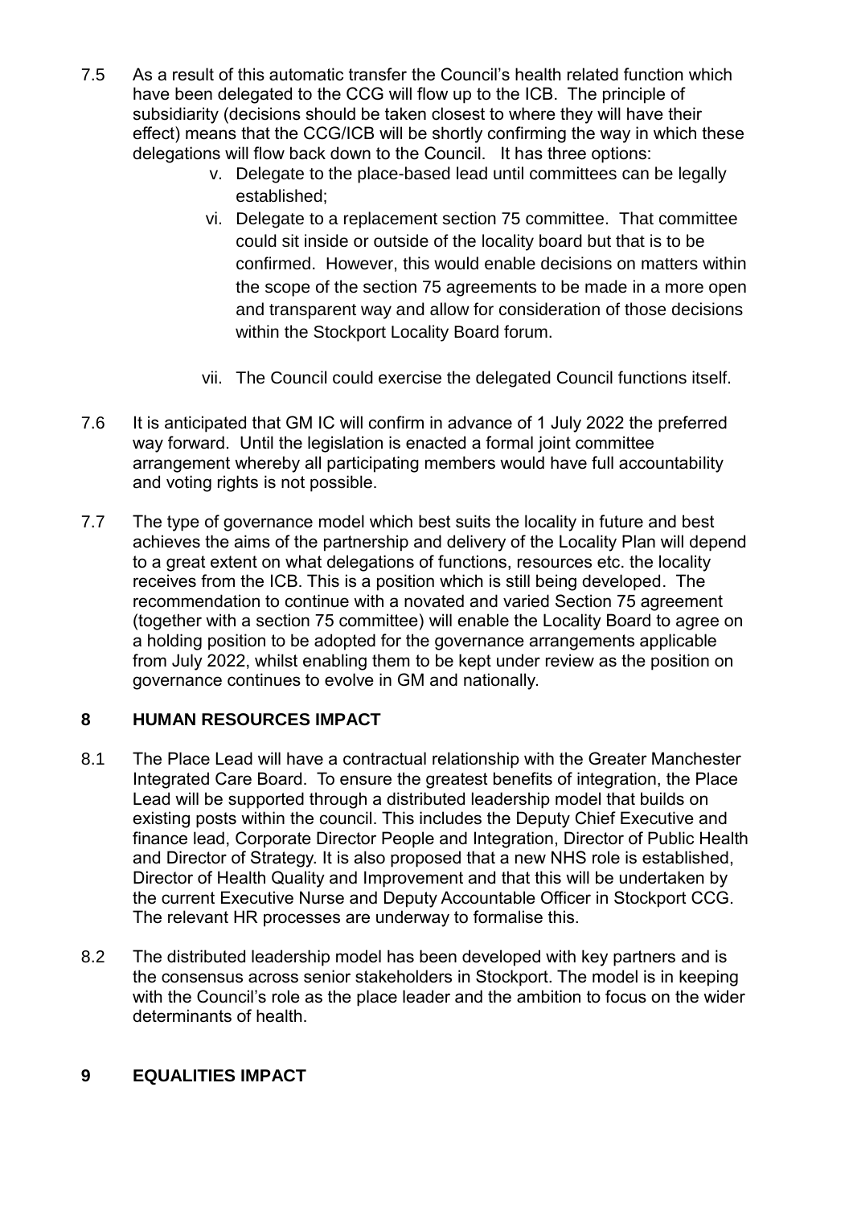7.5 As a result of this automatic transfer the Council's health related function which have been delegated to the CCG will flow up to the ICB. The principle of subsidiarity (decisions should be taken closest to where they will have their effect) means that the CCG/ICB will be shortly confirming the way in which these delegations will flow back down to the Council. It has three options:

   v. Delegate to the place-based lead until committees can be legally established;

   vi. Delegate to a replacement section 75 committee. That committee could sit inside or outside of the locality board but that is to be confirmed. However, this would enable decisions on matters within the scope of the section 75 agreements to be made in a more open and transparent way and allow for consideration of those decisions within the Stockport Locality Board forum.

   vii. The Council could exercise the delegated Council functions itself.

7.6 It is anticipated that GM IC will confirm in advance of 1 July 2022 the preferred way forward. Until the legislation is enacted a formal joint committee arrangement whereby all participating members would have full accountability and voting rights is not possible.

7.7 The type of governance model which best suits the locality in future and best achieves the aims of the partnership and delivery of the Locality Plan will depend to a great extent on what delegations of functions, resources etc. the locality receives from the ICB. This is a position which is still being developed. The recommendation to continue with a novated and varied Section 75 agreement (together with a section 75 committee) will enable the Locality Board to agree on a holding position to be adopted for the governance arrangements applicable from July 2022, whilst enabling them to be kept under review as the position on governance continues to evolve in GM and nationally.

## 8 HUMAN RESOURCES IMPACT

8.1 The Place Lead will have a contractual relationship with the Greater Manchester Integrated Care Board. To ensure the greatest benefits of integration, the Place Lead will be supported through a distributed leadership model that builds on existing posts within the council. This includes the Deputy Chief Executive and finance lead, Corporate Director People and Integration, Director of Public Health and Director of Strategy. It is also proposed that a new NHS role is established, Director of Health Quality and Improvement and that this will be undertaken by the current Executive Nurse and Deputy Accountable Officer in Stockport CCG. The relevant HR processes are underway to formalise this.

8.2 The distributed leadership model has been developed with key partners and is the consensus across senior stakeholders in Stockport. The model is in keeping with the Council's role as the place leader and the ambition to focus on the wider determinants of health.

## 9 EQUALITIES IMPACT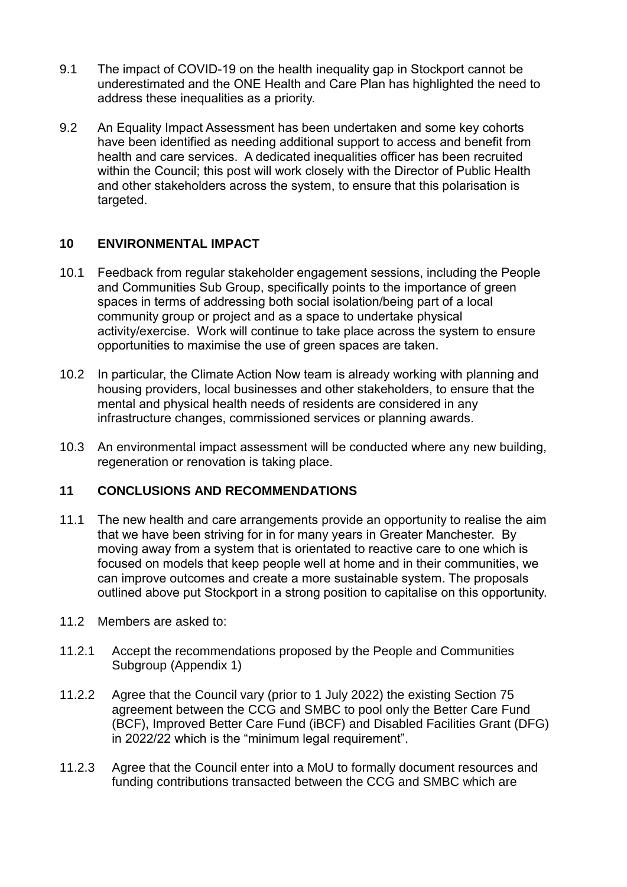9.1 The impact of COVID-19 on the health inequality gap in Stockport cannot be underestimated and the ONE Health and Care Plan has highlighted the need to address these inequalities as a priority.

9.2 An Equality Impact Assessment has been undertaken and some key cohorts have been identified as needing additional support to access and benefit from health and care services. A dedicated inequalities officer has been recruited within the Council; this post will work closely with the Director of Public Health and other stakeholders across the system, to ensure that this polarisation is targeted.

## 10 ENVIRONMENTAL IMPACT

10.1 Feedback from regular stakeholder engagement sessions, including the People and Communities Sub Group, specifically points to the importance of green spaces in terms of addressing both social isolation/being part of a local community group or project and as a space to undertake physical activity/exercise. Work will continue to take place across the system to ensure opportunities to maximise the use of green spaces are taken.

10.2 In particular, the Climate Action Now team is already working with planning and housing providers, local businesses and other stakeholders, to ensure that the mental and physical health needs of residents are considered in any infrastructure changes, commissioned services or planning awards.

10.3 An environmental impact assessment will be conducted where any new building, regeneration or renovation is taking place.

## 11 CONCLUSIONS AND RECOMMENDATIONS

11.1 The new health and care arrangements provide an opportunity to realise the aim that we have been striving for in for many years in Greater Manchester. By moving away from a system that is orientated to reactive care to one which is focused on models that keep people well at home and in their communities, we can improve outcomes and create a more sustainable system. The proposals outlined above put Stockport in a strong position to capitalise on this opportunity.

11.2 Members are asked to:

11.2.1 Accept the recommendations proposed by the People and Communities Subgroup (Appendix 1)

11.2.2 Agree that the Council vary (prior to 1 July 2022) the existing Section 75 agreement between the CCG and SMBC to pool only the Better Care Fund (BCF), Improved Better Care Fund (iBCF) and Disabled Facilities Grant (DFG) in 2022/22 which is the "minimum legal requirement".

11.2.3 Agree that the Council enter into a MoU to formally document resources and funding contributions transacted between the CCG and SMBC which are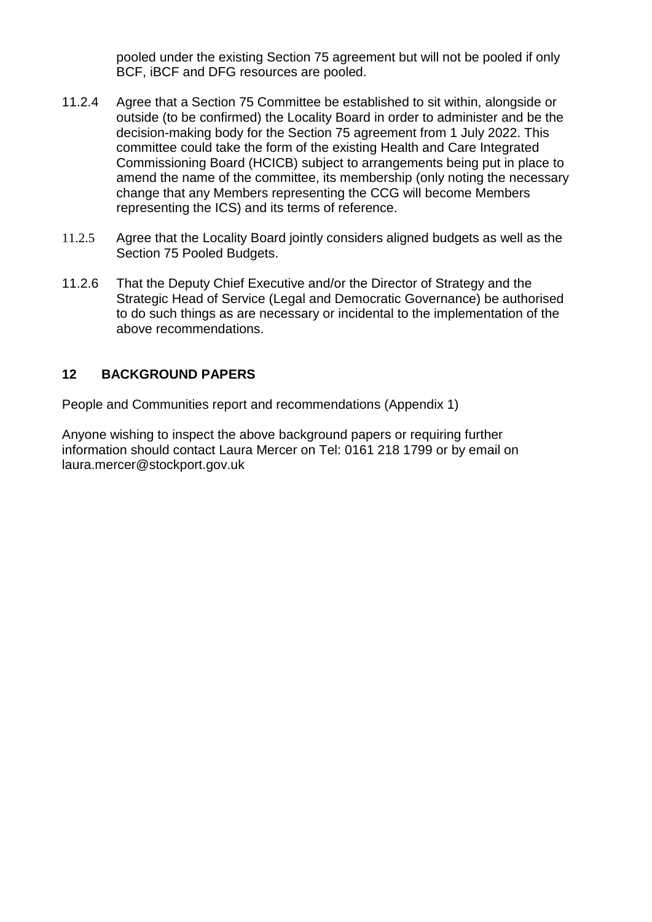pooled under the existing Section 75 agreement but will not be pooled if only BCF, iBCF and DFG resources are pooled.

11.2.4 Agree that a Section 75 Committee be established to sit within, alongside or outside (to be confirmed) the Locality Board in order to administer and be the decision-making body for the Section 75 agreement from 1 July 2022. This committee could take the form of the existing Health and Care Integrated Commissioning Board (HCICB) subject to arrangements being put in place to amend the name of the committee, its membership (only noting the necessary change that any Members representing the CCG will become Members representing the ICS) and its terms of reference.

11.2.5 Agree that the Locality Board jointly considers aligned budgets as well as the Section 75 Pooled Budgets.

11.2.6 That the Deputy Chief Executive and/or the Director of Strategy and the Strategic Head of Service (Legal and Democratic Governance) be authorised to do such things as are necessary or incidental to the implementation of the above recommendations.

## 12 BACKGROUND PAPERS

People and Communities report and recommendations (Appendix 1)

Anyone wishing to inspect the above background papers or requiring further information should contact Laura Mercer on Tel: 0161 218 1799 or by email on laura.mercer@stockport.gov.uk